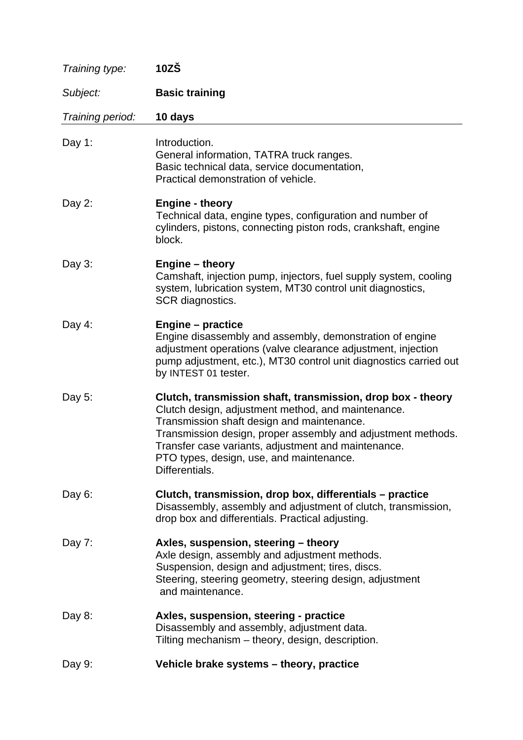*Training type:* **10ZŠ**

*Subject:* **Basic training**

*Training period:* **10 days**

---

Day 1:

Introduction.
General information, TATRA truck ranges.
Basic technical data, service documentation,
Practical demonstration of vehicle.

Day 2:

**Engine - theory**
Technical data, engine types, configuration and number of cylinders, pistons, connecting piston rods, crankshaft, engine block.

Day 3:

**Engine – theory**
Camshaft, injection pump, injectors, fuel supply system, cooling system, lubrication system, MT30 control unit diagnostics, SCR diagnostics.

Day 4:

**Engine – practice**
Engine disassembly and assembly, demonstration of engine adjustment operations (valve clearance adjustment, injection pump adjustment, etc.), MT30 control unit diagnostics carried out by INTEST 01 tester.

Day 5:

**Clutch, transmission shaft, transmission, drop box - theory**
Clutch design, adjustment method, and maintenance.
Transmission shaft design and maintenance.
Transmission design, proper assembly and adjustment methods.
Transfer case variants, adjustment and maintenance.
PTO types, design, use, and maintenance.
Differentials.

Day 6:

**Clutch, transmission, drop box, differentials – practice**
Disassembly, assembly and adjustment of clutch, transmission, drop box and differentials. Practical adjusting.

Day 7:

**Axles, suspension, steering – theory**
Axle design, assembly and adjustment methods.
Suspension, design and adjustment; tires, discs.
Steering, steering geometry, steering design, adjustment and maintenance.

Day 8:

**Axles, suspension, steering - practice**
Disassembly and assembly, adjustment data.
Tilting mechanism – theory, design, description.

Day 9:

**Vehicle brake systems – theory, practice**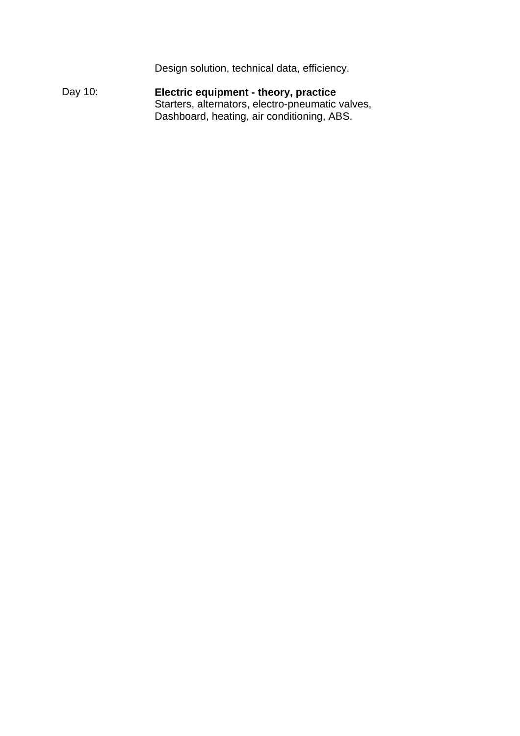Design solution, technical data, efficiency.

Day 10: **Electric equipment - theory, practice**
Starters, alternators, electro-pneumatic valves,
Dashboard, heating, air conditioning, ABS.